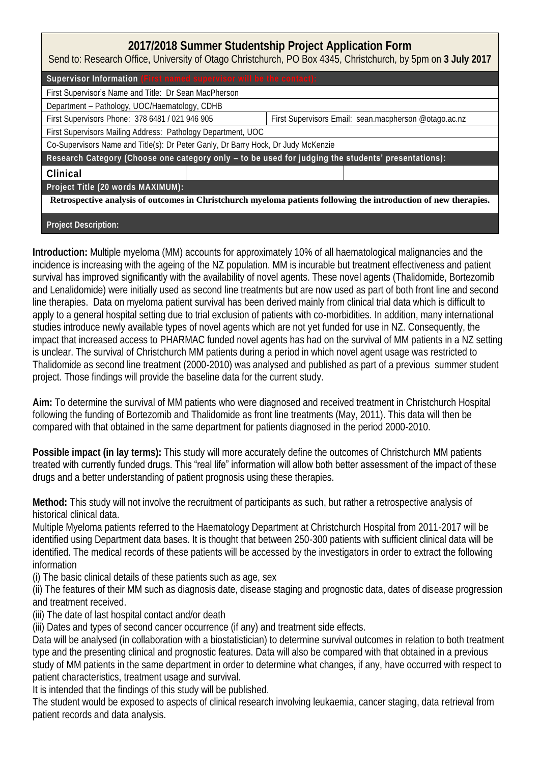# 2017/2018 Summer Studentship Project Application Form

Send to: Research Office, University of Otago Christchurch, PO Box 4345, Christchurch, by 5pm on **3 July 2017**

| **Supervisor Information** (First named supervisor will be the contact): | | |
|---|---|---|
| First Supervisor's Name and Title: Dr Sean MacPherson | | |
| Department – Pathology, UOC/Haematology, CDHB | | |
| First Supervisors Phone: 378 6481 / 021 946 905 | First Supervisors Email: sean.macpherson @otago.ac.nz | |
| First Supervisors Mailing Address: Pathology Department, UOC | | |
| Co-Supervisors Name and Title(s): Dr Peter Ganly, Dr Barry Hock, Dr Judy McKenzie | | |
| **Research Category (Choose one category only – to be used for judging the students' presentations):** | | |
| **Clinical** | | |
| **Project Title (20 words MAXIMUM):** | | |
| **Retrospective analysis of outcomes in Christchurch myeloma patients following the introduction of new therapies.** | | |
| **Project Description:** | | |

**Introduction:** Multiple myeloma (MM) accounts for approximately 10% of all haematological malignancies and the incidence is increasing with the ageing of the NZ population. MM is incurable but treatment effectiveness and patient survival has improved significantly with the availability of novel agents. These novel agents (Thalidomide, Bortezomib and Lenalidomide) were initially used as second line treatments but are now used as part of both front line and second line therapies. Data on myeloma patient survival has been derived mainly from clinical trial data which is difficult to apply to a general hospital setting due to trial exclusion of patients with co-morbidities. In addition, many international studies introduce newly available types of novel agents which are not yet funded for use in NZ. Consequently, the impact that increased access to PHARMAC funded novel agents has had on the survival of MM patients in a NZ setting is unclear. The survival of Christchurch MM patients during a period in which novel agent usage was restricted to Thalidomide as second line treatment (2000-2010) was analysed and published as part of a previous summer student project. Those findings will provide the baseline data for the current study.

**Aim:** To determine the survival of MM patients who were diagnosed and received treatment in Christchurch Hospital following the funding of Bortezomib and Thalidomide as front line treatments (May, 2011). This data will then be compared with that obtained in the same department for patients diagnosed in the period 2000-2010.

**Possible impact (in lay terms):** This study will more accurately define the outcomes of Christchurch MM patients treated with currently funded drugs. This "real life" information will allow both better assessment of the impact of these drugs and a better understanding of patient prognosis using these therapies.

**Method:** This study will not involve the recruitment of participants as such, but rather a retrospective analysis of historical clinical data.

Multiple Myeloma patients referred to the Haematology Department at Christchurch Hospital from 2011-2017 will be identified using Department data bases. It is thought that between 250-300 patients with sufficient clinical data will be identified. The medical records of these patients will be accessed by the investigators in order to extract the following information

(i) The basic clinical details of these patients such as age, sex

(ii) The features of their MM such as diagnosis date, disease staging and prognostic data, dates of disease progression and treatment received.

(iii) The date of last hospital contact and/or death

(iii) Dates and types of second cancer occurrence (if any) and treatment side effects.

Data will be analysed (in collaboration with a biostatistician) to determine survival outcomes in relation to both treatment type and the presenting clinical and prognostic features. Data will also be compared with that obtained in a previous study of MM patients in the same department in order to determine what changes, if any, have occurred with respect to patient characteristics, treatment usage and survival.

It is intended that the findings of this study will be published.

The student would be exposed to aspects of clinical research involving leukaemia, cancer staging, data retrieval from patient records and data analysis.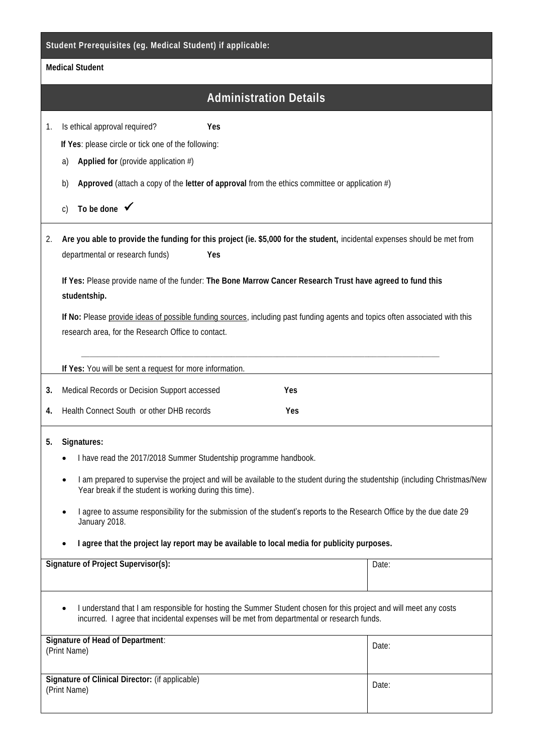**Student Prerequisites (eg. Medical Student) if applicable:**

**Medical Student**

## Administration Details

1. Is ethical approval required? **Yes**

   **If Yes**: please circle or tick one of the following:

   a) **Applied for** (provide application #)

   b) **Approved** (attach a copy of the **letter of approval** from the ethics committee or application #)

   c) **To be done** ✓

2. **Are you able to provide the funding for this project (ie. $5,000 for the student,** incidental expenses should be met from departmental or research funds) **Yes**

   **If Yes:** Please provide name of the funder: **The Bone Marrow Cancer Research Trust have agreed to fund this studentship.**

   **If No:** Please provide ideas of possible funding sources, including past funding agents and topics often associated with this research area, for the Research Office to contact.

   ______________________________________________________________________

   **If Yes:** You will be sent a request for more information.

3. Medical Records or Decision Support accessed **Yes**
4. Health Connect South or other DHB records **Yes**
5. **Signatures:**
   - I have read the 2017/2018 Summer Studentship programme handbook.
   - I am prepared to supervise the project and will be available to the student during the studentship (including Christmas/New Year break if the student is working during this time).
   - I agree to assume responsibility for the submission of the student's reports to the Research Office by the due date 29 January 2018.
   - **I agree that the project lay report may be available to local media for publicity purposes.**

| | |
|---|---|
| **Signature of Project Supervisor(s):** | Date: |

- I understand that I am responsible for hosting the Summer Student chosen for this project and will meet any costs incurred. I agree that incidental expenses will be met from departmental or research funds.

| | |
|---|---|
| **Signature of Head of Department**: (Print Name) | Date: |
| **Signature of Clinical Director:** (if applicable) (Print Name) | Date: |